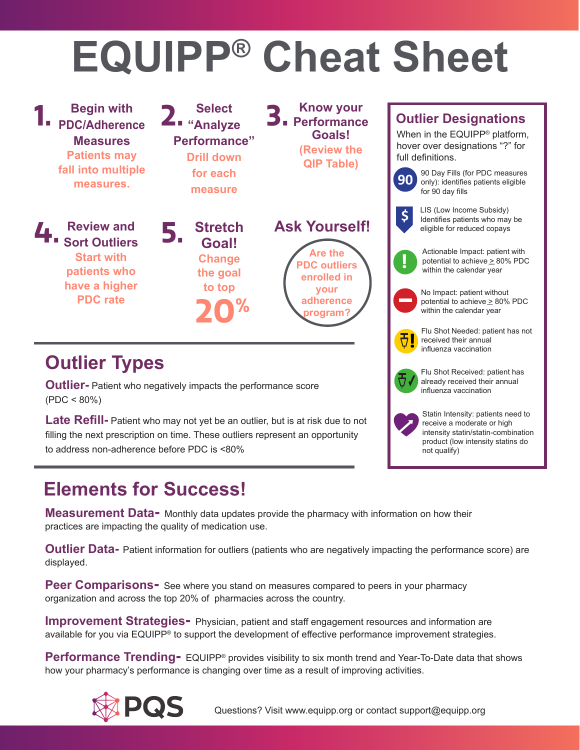# EQUIPP® Cheat Sheet

**1. Begin with PDC/Adherence Measures**
Patients may fall into multiple measures.

**2. Select "Analyze Performance"**
Drill down for each measure

**3. Know your Performance Goals!**
(Review the QIP Table)

**4. Review and Sort Outliers**
Start with patients who have a higher PDC rate

**5. Stretch Goal!**
Change the goal to top 20%

**Ask Yourself!**
Are the PDC outliers enrolled in your adherence program?

## Outlier Designations

When in the EQUIPP® platform, hover over designations "?" for full definitions.

- **90** — 90 Day Fills (for PDC measures only): identifies patients eligible for 90 day fills
- **$** — LIS (Low Income Subsidy) Identifies patients who may be eligible for reduced copays
- **!** — Actionable Impact: patient with potential to achieve ≥ 80% PDC within the calendar year
- **—** — No Impact: patient without potential to achieve ≥ 80% PDC within the calendar year
- Flu Shot Needed: patient has not received their annual influenza vaccination
- Flu Shot Received: patient has already received their annual influenza vaccination
- Statin Intensity: patients need to receive a moderate or high intensity statin/statin-combination product (low intensity statins do not qualify)

## Outlier Types

**Outlier-** Patient who negatively impacts the performance score (PDC < 80%)

**Late Refill-** Patient who may not yet be an outlier, but is at risk due to not filling the next prescription on time. These outliers represent an opportunity to address non-adherence before PDC is <80%

## Elements for Success!

**Measurement Data-** Monthly data updates provide the pharmacy with information on how their practices are impacting the quality of medication use.

**Outlier Data-** Patient information for outliers (patients who are negatively impacting the performance score) are displayed.

**Peer Comparisons-** See where you stand on measures compared to peers in your pharmacy organization and across the top 20% of pharmacies across the country.

**Improvement Strategies-** Physician, patient and staff engagement resources and information are available for you via EQUIPP® to support the development of effective performance improvement strategies.

**Performance Trending-** EQUIPP® provides visibility to six month trend and Year-To-Date data that shows how your pharmacy's performance is changing over time as a result of improving activities.

PQS

Questions? Visit www.equipp.org or contact support@equipp.org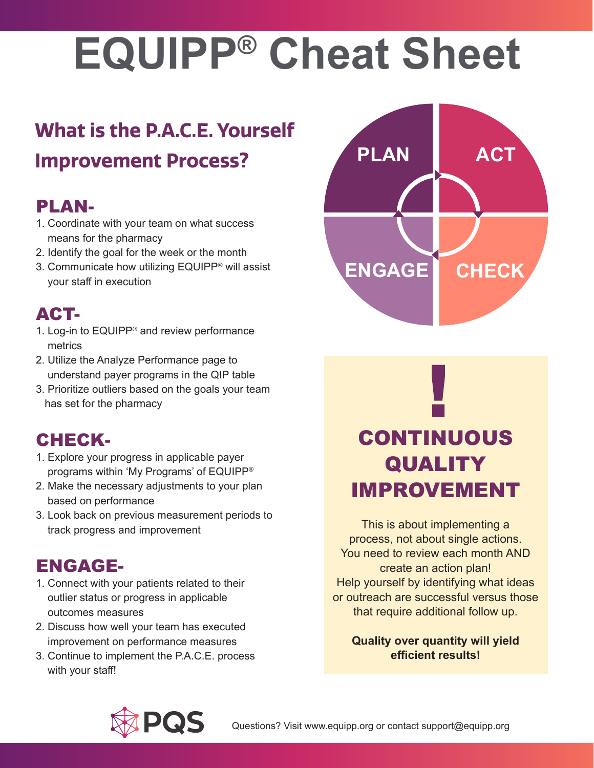# EQUIPP® Cheat Sheet

## What is the P.A.C.E. Yourself Improvement Process?

### PLAN-

1. Coordinate with your team on what success means for the pharmacy
2. Identify the goal for the week or the month
3. Communicate how utilizing EQUIPP® will assist your staff in execution

### ACT-

1. Log-in to EQUIPP® and review performance metrics
2. Utilize the Analyze Performance page to understand payer programs in the QIP table
3. Prioritize outliers based on the goals your team has set for the pharmacy

### CHECK-

1. Explore your progress in applicable payer programs within 'My Programs' of EQUIPP®
2. Make the necessary adjustments to your plan based on performance
3. Look back on previous measurement periods to track progress and improvement

### ENGAGE-

1. Connect with your patients related to their outlier status or progress in applicable outcomes measures
2. Discuss how well your team has executed improvement on performance measures
3. Continue to implement the P.A.C.E. process with your staff!

PLAN
ACT
CHECK
ENGAGE

!

## CONTINUOUS QUALITY IMPROVEMENT

This is about implementing a process, not about single actions. You need to review each month AND create an action plan! Help yourself by identifying what ideas or outreach are successful versus those that require additional follow up.

**Quality over quantity will yield efficient results!**

PQS

Questions? Visit www.equipp.org or contact support@equipp.org